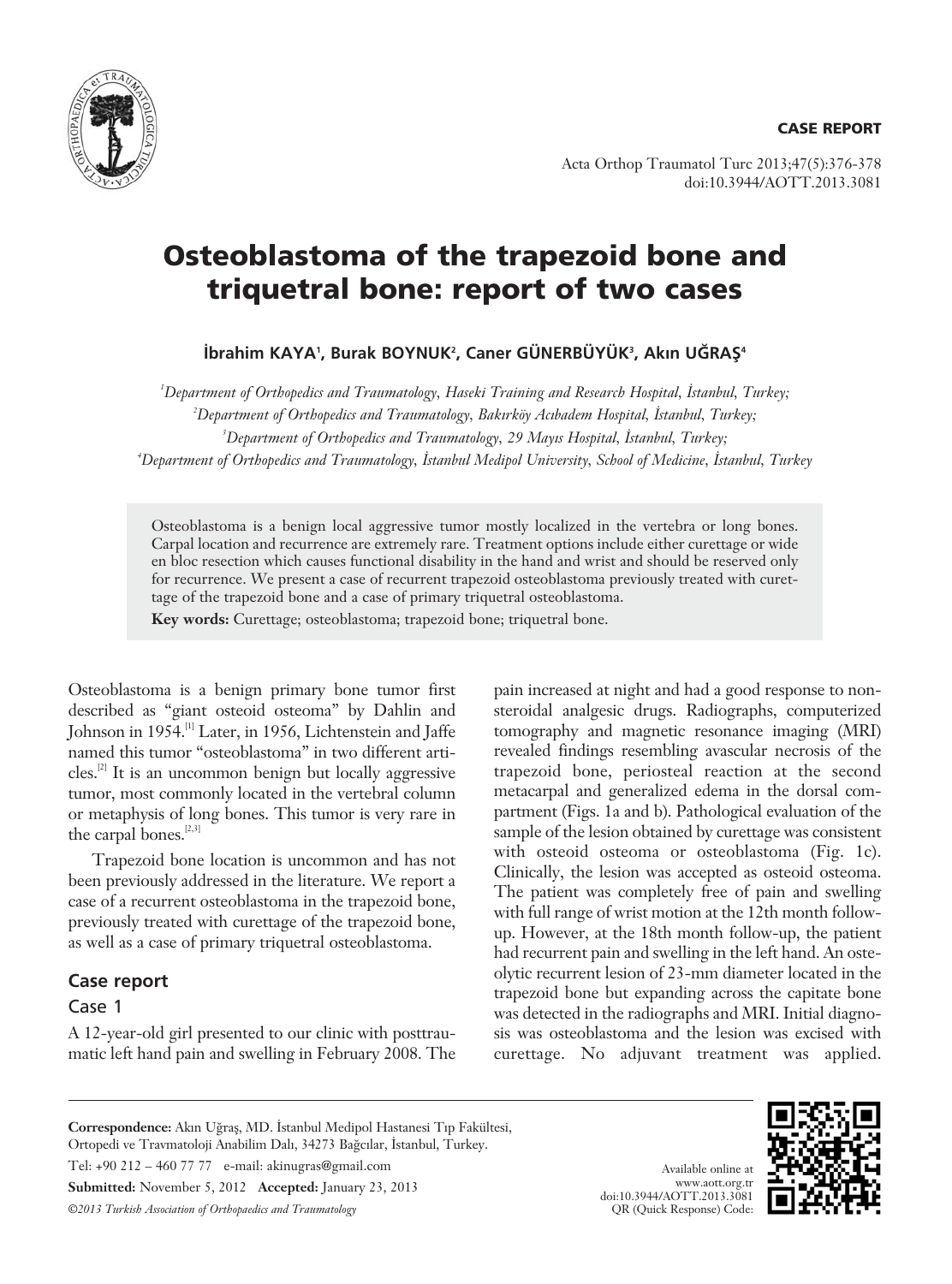CASE REPORT

# Osteoblastoma of the trapezoid bone and triquetral bone: report of two cases

**İbrahim KAYA[1], Burak BOYNUK[2], Caner GÜNERBÜYÜK[3], Akın UĞRAŞ[4]**

[1]*Department of Orthopedics and Traumatology, Haseki Training and Research Hospital, İstanbul, Turkey;*
[2]*Department of Orthopedics and Traumatology, Bakırköy Acıbadem Hospital, İstanbul, Turkey;*
[3]*Department of Orthopedics and Traumatology, 29 Mayıs Hospital, İstanbul, Turkey;*
[4]*Department of Orthopedics and Traumatology, İstanbul Medipol University, School of Medicine, İstanbul, Turkey*

Osteoblastoma is a benign local aggressive tumor mostly localized in the vertebra or long bones. Carpal location and recurrence are extremely rare. Treatment options include either curettage or wide en bloc resection which causes functional disability in the hand and wrist and should be reserved only for recurrence. We present a case of recurrent trapezoid osteoblastoma previously treated with curettage of the trapezoid bone and a case of primary triquetral osteoblastoma.

**Key words:** Curettage; osteoblastoma; trapezoid bone; triquetral bone.

Osteoblastoma is a benign primary bone tumor first described as "giant osteoid osteoma" by Dahlin and Johnson in 1954.[1] Later, in 1956, Lichtenstein and Jaffe named this tumor "osteoblastoma" in two different articles.[2] It is an uncommon benign but locally aggressive tumor, most commonly located in the vertebral column or metaphysis of long bones. This tumor is very rare in the carpal bones.[2,3]

Trapezoid bone location is uncommon and has not been previously addressed in the literature. We report a case of a recurrent osteoblastoma in the trapezoid bone, previously treated with curettage of the trapezoid bone, as well as a case of primary triquetral osteoblastoma.

## Case report

### Case 1

A 12-year-old girl presented to our clinic with posttraumatic left hand pain and swelling in February 2008. The pain increased at night and had a good response to non-steroidal analgesic drugs. Radiographs, computerized tomography and magnetic resonance imaging (MRI) revealed findings resembling avascular necrosis of the trapezoid bone, periosteal reaction at the second metacarpal and generalized edema in the dorsal compartment (Figs. 1a and b). Pathological evaluation of the sample of the lesion obtained by curettage was consistent with osteoid osteoma or osteoblastoma (Fig. 1c). Clinically, the lesion was accepted as osteoid osteoma. The patient was completely free of pain and swelling with full range of wrist motion at the 12th month follow-up. However, at the 18th month follow-up, the patient had recurrent pain and swelling in the left hand. An osteolytic recurrent lesion of 23-mm diameter located in the trapezoid bone but expanding across the capitate bone was detected in the radiographs and MRI. Initial diagnosis was osteoblastoma and the lesion was excised with curettage. No adjuvant treatment was applied.

**Correspondence:** Akın Uğraş, MD. İstanbul Medipol Hastanesi Tıp Fakültesi, Ortopedi ve Travmatoloji Anabilim Dalı, 34273 Bağcılar, İstanbul, Turkey.
Tel: +90 212 – 460 77 77 e-mail: akinugras@gmail.com
**Submitted:** November 5, 2012 **Accepted:** January 23, 2013
*©2013 Turkish Association of Orthopaedics and Traumatology*

Available online at www.aott.org.tr
doi:10.3944/AOTT.2013.3081
QR (Quick Response) Code: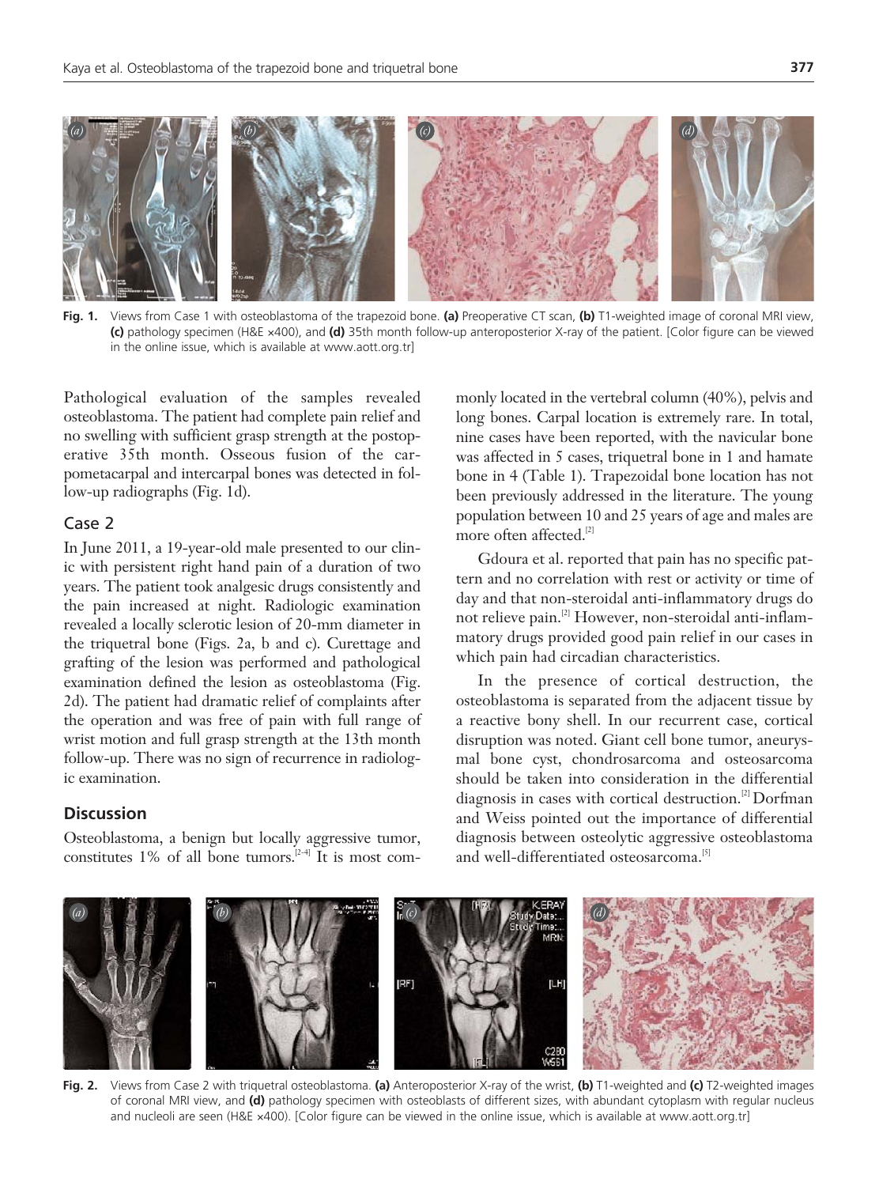Fig. 1. Views from Case 1 with osteoblastoma of the trapezoid bone. **(a)** Preoperative CT scan, **(b)** T1-weighted image of coronal MRI view, **(c)** pathology specimen (H&E ×400), and **(d)** 35th month follow-up anteroposterior X-ray of the patient. [Color figure can be viewed in the online issue, which is available at www.aott.org.tr]

Pathological evaluation of the samples revealed osteoblastoma. The patient had complete pain relief and no swelling with sufficient grasp strength at the postoperative 35th month. Osseous fusion of the carpometacarpal and intercarpal bones was detected in follow-up radiographs (Fig. 1d).

## Case 2

In June 2011, a 19-year-old male presented to our clinic with persistent right hand pain of a duration of two years. The patient took analgesic drugs consistently and the pain increased at night. Radiologic examination revealed a locally sclerotic lesion of 20-mm diameter in the triquetral bone (Figs. 2a, b and c). Curettage and grafting of the lesion was performed and pathological examination defined the lesion as osteoblastoma (Fig. 2d). The patient had dramatic relief of complaints after the operation and was free of pain with full range of wrist motion and full grasp strength at the 13th month follow-up. There was no sign of recurrence in radiologic examination.

## Discussion

Osteoblastoma, a benign but locally aggressive tumor, constitutes 1% of all bone tumors.[2-4] It is most commonly located in the vertebral column (40%), pelvis and long bones. Carpal location is extremely rare. In total, nine cases have been reported, with the navicular bone was affected in 5 cases, triquetral bone in 1 and hamate bone in 4 (Table 1). Trapezoidal bone location has not been previously addressed in the literature. The young population between 10 and 25 years of age and males are more often affected.[2]

Gdoura et al. reported that pain has no specific pattern and no correlation with rest or activity or time of day and that non-steroidal anti-inflammatory drugs do not relieve pain.[2] However, non-steroidal anti-inflammatory drugs provided good pain relief in our cases in which pain had circadian characteristics.

In the presence of cortical destruction, the osteoblastoma is separated from the adjacent tissue by a reactive bony shell. In our recurrent case, cortical disruption was noted. Giant cell bone tumor, aneurysmal bone cyst, chondrosarcoma and osteosarcoma should be taken into consideration in the differential diagnosis in cases with cortical destruction.[2] Dorfman and Weiss pointed out the importance of differential diagnosis between osteolytic aggressive osteoblastoma and well-differentiated osteosarcoma.[5]

Fig. 2. Views from Case 2 with triquetral osteoblastoma. **(a)** Anteroposterior X-ray of the wrist, **(b)** T1-weighted and **(c)** T2-weighted images of coronal MRI view, and **(d)** pathology specimen with osteoblasts of different sizes, with abundant cytoplasm with regular nucleus and nucleoli are seen (H&E ×400). [Color figure can be viewed in the online issue, which is available at www.aott.org.tr]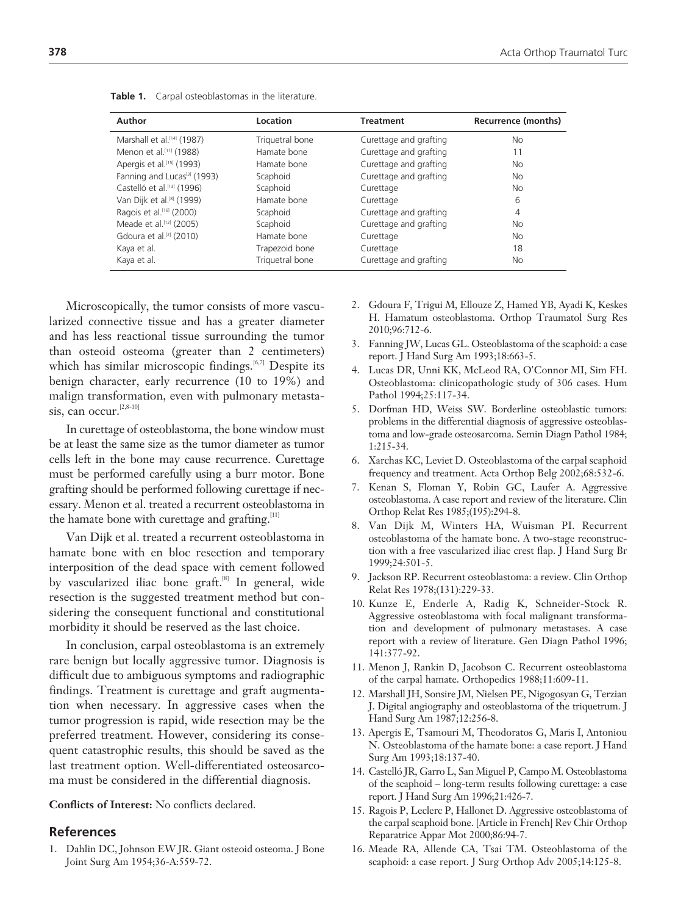**Table 1.** Carpal osteoblastomas in the literature.

| Author | Location | Treatment | Recurrence (months) |
|---|---|---|---|
| Marshall et al.[14] (1987) | Triquetral bone | Curettage and grafting | No |
| Menon et al.[11] (1988) | Hamate bone | Curettage and grafting | 11 |
| Apergis et al.[15] (1993) | Hamate bone | Curettage and grafting | No |
| Fanning and Lucas[3] (1993) | Scaphoid | Curettage and grafting | No |
| Castelló et al.[13] (1996) | Scaphoid | Curettage | No |
| Van Dijk et al.[8] (1999) | Hamate bone | Curettage | 6 |
| Ragois et al.[16] (2000) | Scaphoid | Curettage and grafting | 4 |
| Meade et al.[12] (2005) | Scaphoid | Curettage and grafting | No |
| Gdoura et al.[2] (2010) | Hamate bone | Curettage | No |
| Kaya et al. | Trapezoid bone | Curettage | 18 |
| Kaya et al. | Triquetral bone | Curettage and grafting | No |

Microscopically, the tumor consists of more vascularized connective tissue and has a greater diameter and has less reactional tissue surrounding the tumor than osteoid osteoma (greater than 2 centimeters) which has similar microscopic findings.[6,7] Despite its benign character, early recurrence (10 to 19%) and malign transformation, even with pulmonary metastasis, can occur.[2,8-10]

In curettage of osteoblastoma, the bone window must be at least the same size as the tumor diameter as tumor cells left in the bone may cause recurrence. Curettage must be performed carefully using a burr motor. Bone grafting should be performed following curettage if necessary. Menon et al. treated a recurrent osteoblastoma in the hamate bone with curettage and grafting.[11]

Van Dijk et al. treated a recurrent osteoblastoma in hamate bone with en bloc resection and temporary interposition of the dead space with cement followed by vascularized iliac bone graft.[8] In general, wide resection is the suggested treatment method but considering the consequent functional and constitutional morbidity it should be reserved as the last choice.

In conclusion, carpal osteoblastoma is an extremely rare benign but locally aggressive tumor. Diagnosis is difficult due to ambiguous symptoms and radiographic findings. Treatment is curettage and graft augmentation when necessary. In aggressive cases when the tumor progression is rapid, wide resection may be the preferred treatment. However, considering its consequent catastrophic results, this should be saved as the last treatment option. Well-differentiated osteosarcoma must be considered in the differential diagnosis.

**Conflicts of Interest:** No conflicts declared.

## References

1. Dahlin DC, Johnson EW JR. Giant osteoid osteoma. J Bone Joint Surg Am 1954;36-A:559-72.
2. Gdoura F, Trigui M, Ellouze Z, Hamed YB, Ayadi K, Keskes H. Hamatum osteoblastoma. Orthop Traumatol Surg Res 2010;96:712-6.
3. Fanning JW, Lucas GL. Osteoblastoma of the scaphoid: a case report. J Hand Surg Am 1993;18:663-5.
4. Lucas DR, Unni KK, McLeod RA, O'Connor MI, Sim FH. Osteoblastoma: clinicopathologic study of 306 cases. Hum Pathol 1994;25:117-34.
5. Dorfman HD, Weiss SW. Borderline osteoblastic tumors: problems in the differential diagnosis of aggressive osteoblastoma and low-grade osteosarcoma. Semin Diagn Pathol 1984; 1:215-34.
6. Xarchas KC, Leviet D. Osteoblastoma of the carpal scaphoid frequency and treatment. Acta Orthop Belg 2002;68:532-6.
7. Kenan S, Floman Y, Robin GC, Laufer A. Aggressive osteoblastoma. A case report and review of the literature. Clin Orthop Relat Res 1985;(195):294-8.
8. Van Dijk M, Winters HA, Wuisman PI. Recurrent osteoblastoma of the hamate bone. A two-stage reconstruction with a free vascularized iliac crest flap. J Hand Surg Br 1999;24:501-5.
9. Jackson RP. Recurrent osteoblastoma: a review. Clin Orthop Relat Res 1978;(131):229-33.
10. Kunze E, Enderle A, Radig K, Schneider-Stock R. Aggressive osteoblastoma with focal malignant transformation and development of pulmonary metastases. A case report with a review of literature. Gen Diagn Pathol 1996; 141:377-92.
11. Menon J, Rankin D, Jacobson C. Recurrent osteoblastoma of the carpal hamate. Orthopedics 1988;11:609-11.
12. Marshall JH, Sonsire JM, Nielsen PE, Nigogosyan G, Terzian J. Digital angiography and osteoblastoma of the triquetrum. J Hand Surg Am 1987;12:256-8.
13. Apergis E, Tsamouri M, Theodoratos G, Maris I, Antoniou N. Osteoblastoma of the hamate bone: a case report. J Hand Surg Am 1993;18:137-40.
14. Castelló JR, Garro L, San Miguel P, Campo M. Osteoblastoma of the scaphoid – long-term results following curettage: a case report. J Hand Surg Am 1996;21:426-7.
15. Ragois P, Leclerc P, Hallonet D. Aggressive osteoblastoma of the carpal scaphoid bone. [Article in French] Rev Chir Orthop Reparatrice Appar Mot 2000;86:94-7.
16. Meade RA, Allende CA, Tsai TM. Osteoblastoma of the scaphoid: a case report. J Surg Orthop Adv 2005;14:125-8.